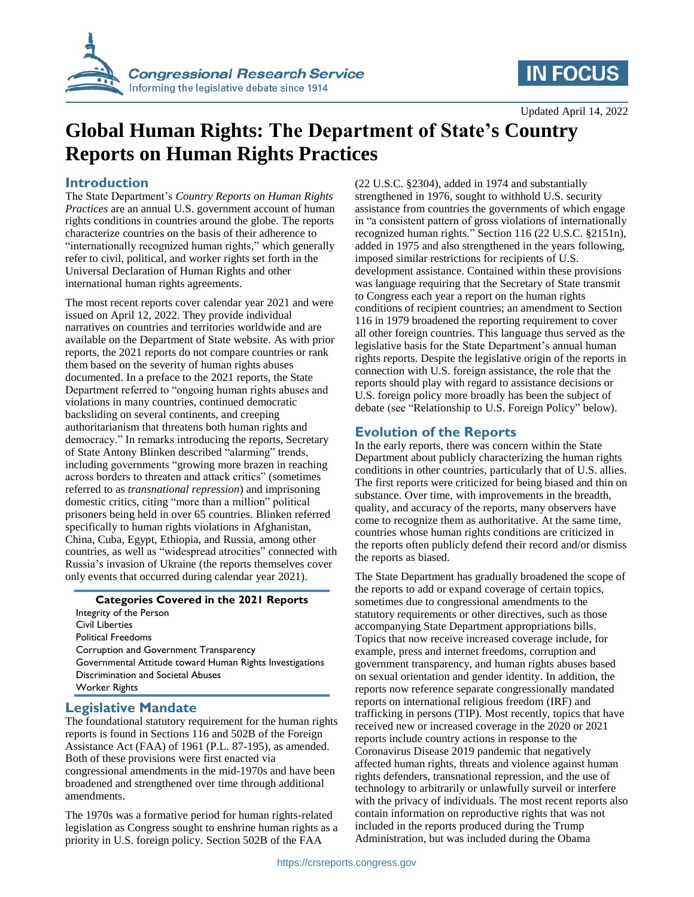# Global Human Rights: The Department of State's Country Reports on Human Rights Practices

Updated April 14, 2022

## Introduction

The State Department's *Country Reports on Human Rights Practices* are an annual U.S. government account of human rights conditions in countries around the globe. The reports characterize countries on the basis of their adherence to "internationally recognized human rights," which generally refer to civil, political, and worker rights set forth in the Universal Declaration of Human Rights and other international human rights agreements.

The most recent reports cover calendar year 2021 and were issued on April 12, 2022. They provide individual narratives on countries and territories worldwide and are available on the Department of State website. As with prior reports, the 2021 reports do not compare countries or rank them based on the severity of human rights abuses documented. In a preface to the 2021 reports, the State Department referred to "ongoing human rights abuses and violations in many countries, continued democratic backsliding on several continents, and creeping authoritarianism that threatens both human rights and democracy." In remarks introducing the reports, Secretary of State Antony Blinken described "alarming" trends, including governments "growing more brazen in reaching across borders to threaten and attack critics" (sometimes referred to as *transnational repression*) and imprisoning domestic critics, citing "more than a million" political prisoners being held in over 65 countries. Blinken referred specifically to human rights violations in Afghanistan, China, Cuba, Egypt, Ethiopia, and Russia, among other countries, as well as "widespread atrocities" connected with Russia's invasion of Ukraine (the reports themselves cover only events that occurred during calendar year 2021).

**Categories Covered in the 2021 Reports**

- Integrity of the Person
- Civil Liberties
- Political Freedoms
- Corruption and Government Transparency
- Governmental Attitude toward Human Rights Investigations
- Discrimination and Societal Abuses
- Worker Rights

## Legislative Mandate

The foundational statutory requirement for the human rights reports is found in Sections 116 and 502B of the Foreign Assistance Act (FAA) of 1961 (P.L. 87-195), as amended. Both of these provisions were first enacted via congressional amendments in the mid-1970s and have been broadened and strengthened over time through additional amendments.

The 1970s was a formative period for human rights-related legislation as Congress sought to enshrine human rights as a priority in U.S. foreign policy. Section 502B of the FAA (22 U.S.C. §2304), added in 1974 and substantially strengthened in 1976, sought to withhold U.S. security assistance from countries the governments of which engage in "a consistent pattern of gross violations of internationally recognized human rights." Section 116 (22 U.S.C. §2151n), added in 1975 and also strengthened in the years following, imposed similar restrictions for recipients of U.S. development assistance. Contained within these provisions was language requiring that the Secretary of State transmit to Congress each year a report on the human rights conditions of recipient countries; an amendment to Section 116 in 1979 broadened the reporting requirement to cover all other foreign countries. This language thus served as the legislative basis for the State Department's annual human rights reports. Despite the legislative origin of the reports in connection with U.S. foreign assistance, the role that the reports should play with regard to assistance decisions or U.S. foreign policy more broadly has been the subject of debate (see "Relationship to U.S. Foreign Policy" below).

## Evolution of the Reports

In the early reports, there was concern within the State Department about publicly characterizing the human rights conditions in other countries, particularly that of U.S. allies. The first reports were criticized for being biased and thin on substance. Over time, with improvements in the breadth, quality, and accuracy of the reports, many observers have come to recognize them as authoritative. At the same time, countries whose human rights conditions are criticized in the reports often publicly defend their record and/or dismiss the reports as biased.

The State Department has gradually broadened the scope of the reports to add or expand coverage of certain topics, sometimes due to congressional amendments to the statutory requirements or other directives, such as those accompanying State Department appropriations bills. Topics that now receive increased coverage include, for example, press and internet freedoms, corruption and government transparency, and human rights abuses based on sexual orientation and gender identity. In addition, the reports now reference separate congressionally mandated reports on international religious freedom (IRF) and trafficking in persons (TIP). Most recently, topics that have received new or increased coverage in the 2020 or 2021 reports include country actions in response to the Coronavirus Disease 2019 pandemic that negatively affected human rights, threats and violence against human rights defenders, transnational repression, and the use of technology to arbitrarily or unlawfully surveil or interfere with the privacy of individuals. The most recent reports also contain information on reproductive rights that was not included in the reports produced during the Trump Administration, but was included during the Obama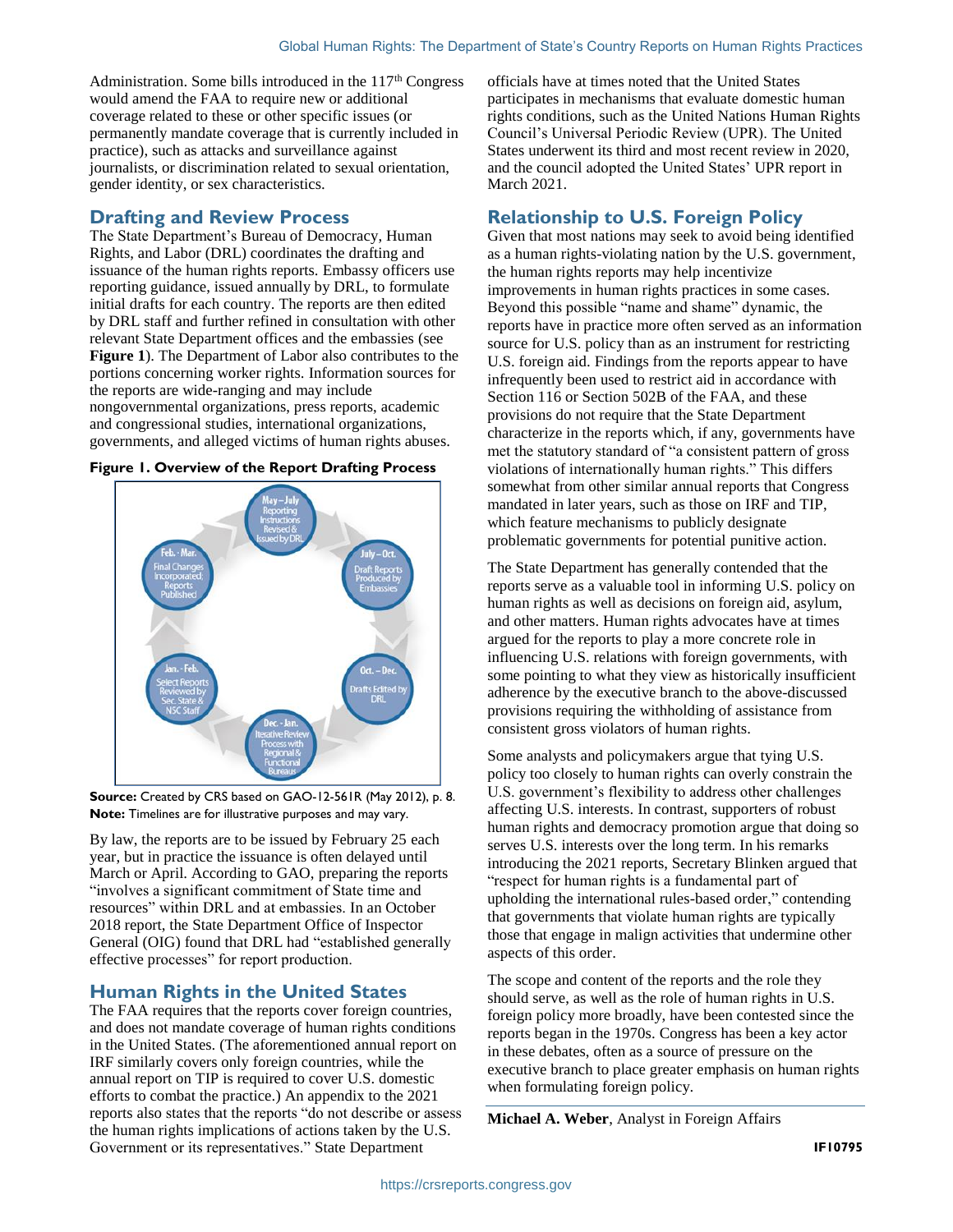Administration. Some bills introduced in the 117th Congress would amend the FAA to require new or additional coverage related to these or other specific issues (or permanently mandate coverage that is currently included in practice), such as attacks and surveillance against journalists, or discrimination related to sexual orientation, gender identity, or sex characteristics.

## Drafting and Review Process

The State Department's Bureau of Democracy, Human Rights, and Labor (DRL) coordinates the drafting and issuance of the human rights reports. Embassy officers use reporting guidance, issued annually by DRL, to formulate initial drafts for each country. The reports are then edited by DRL staff and further refined in consultation with other relevant State Department offices and the embassies (see **Figure 1**). The Department of Labor also contributes to the portions concerning worker rights. Information sources for the reports are wide-ranging and may include nongovernmental organizations, press reports, academic and congressional studies, international organizations, governments, and alleged victims of human rights abuses.

**Figure 1. Overview of the Report Drafting Process**

May–July: Reporting Instructions Revised & Issued by DRL
July–Oct.: Draft Reports Produced by Embassies
Oct.–Dec.: Drafts Edited by DRL
Dec.–Jan.: Iterative Review Process with Regional & Functional Bureaus
Jan.–Feb.: Select Reports Reviewed by Sec. State & NSC Staff
Feb.–Mar.: Final Changes Incorporated; Reports Published

**Source:** Created by CRS based on GAO-12-561R (May 2012), p. 8.
**Note:** Timelines are for illustrative purposes and may vary.

By law, the reports are to be issued by February 25 each year, but in practice the issuance is often delayed until March or April. According to GAO, preparing the reports "involves a significant commitment of State time and resources" within DRL and at embassies. In an October 2018 report, the State Department Office of Inspector General (OIG) found that DRL had "established generally effective processes" for report production.

## Human Rights in the United States

The FAA requires that the reports cover foreign countries, and does not mandate coverage of human rights conditions in the United States. (The aforementioned annual report on IRF similarly covers only foreign countries, while the annual report on TIP is required to cover U.S. domestic efforts to combat the practice.) An appendix to the 2021 reports also states that the reports "do not describe or assess the human rights implications of actions taken by the U.S. Government or its representatives." State Department officials have at times noted that the United States participates in mechanisms that evaluate domestic human rights conditions, such as the United Nations Human Rights Council's Universal Periodic Review (UPR). The United States underwent its third and most recent review in 2020, and the council adopted the United States' UPR report in March 2021.

## Relationship to U.S. Foreign Policy

Given that most nations may seek to avoid being identified as a human rights-violating nation by the U.S. government, the human rights reports may help incentivize improvements in human rights practices in some cases. Beyond this possible "name and shame" dynamic, the reports have in practice more often served as an information source for U.S. policy than as an instrument for restricting U.S. foreign aid. Findings from the reports appear to have infrequently been used to restrict aid in accordance with Section 116 or Section 502B of the FAA, and these provisions do not require that the State Department characterize in the reports which, if any, governments have met the statutory standard of "a consistent pattern of gross violations of internationally human rights." This differs somewhat from other similar annual reports that Congress mandated in later years, such as those on IRF and TIP, which feature mechanisms to publicly designate problematic governments for potential punitive action.

The State Department has generally contended that the reports serve as a valuable tool in informing U.S. policy on human rights as well as decisions on foreign aid, asylum, and other matters. Human rights advocates have at times argued for the reports to play a more concrete role in influencing U.S. relations with foreign governments, with some pointing to what they view as historically insufficient adherence by the executive branch to the above-discussed provisions requiring the withholding of assistance from consistent gross violators of human rights.

Some analysts and policymakers argue that tying U.S. policy too closely to human rights can overly constrain the U.S. government's flexibility to address other challenges affecting U.S. interests. In contrast, supporters of robust human rights and democracy promotion argue that doing so serves U.S. interests over the long term. In his remarks introducing the 2021 reports, Secretary Blinken argued that "respect for human rights is a fundamental part of upholding the international rules-based order," contending that governments that violate human rights are typically those that engage in malign activities that undermine other aspects of this order.

The scope and content of the reports and the role they should serve, as well as the role of human rights in U.S. foreign policy more broadly, have been contested since the reports began in the 1970s. Congress has been a key actor in these debates, often as a source of pressure on the executive branch to place greater emphasis on human rights when formulating foreign policy.

**Michael A. Weber**, Analyst in Foreign Affairs

IF10795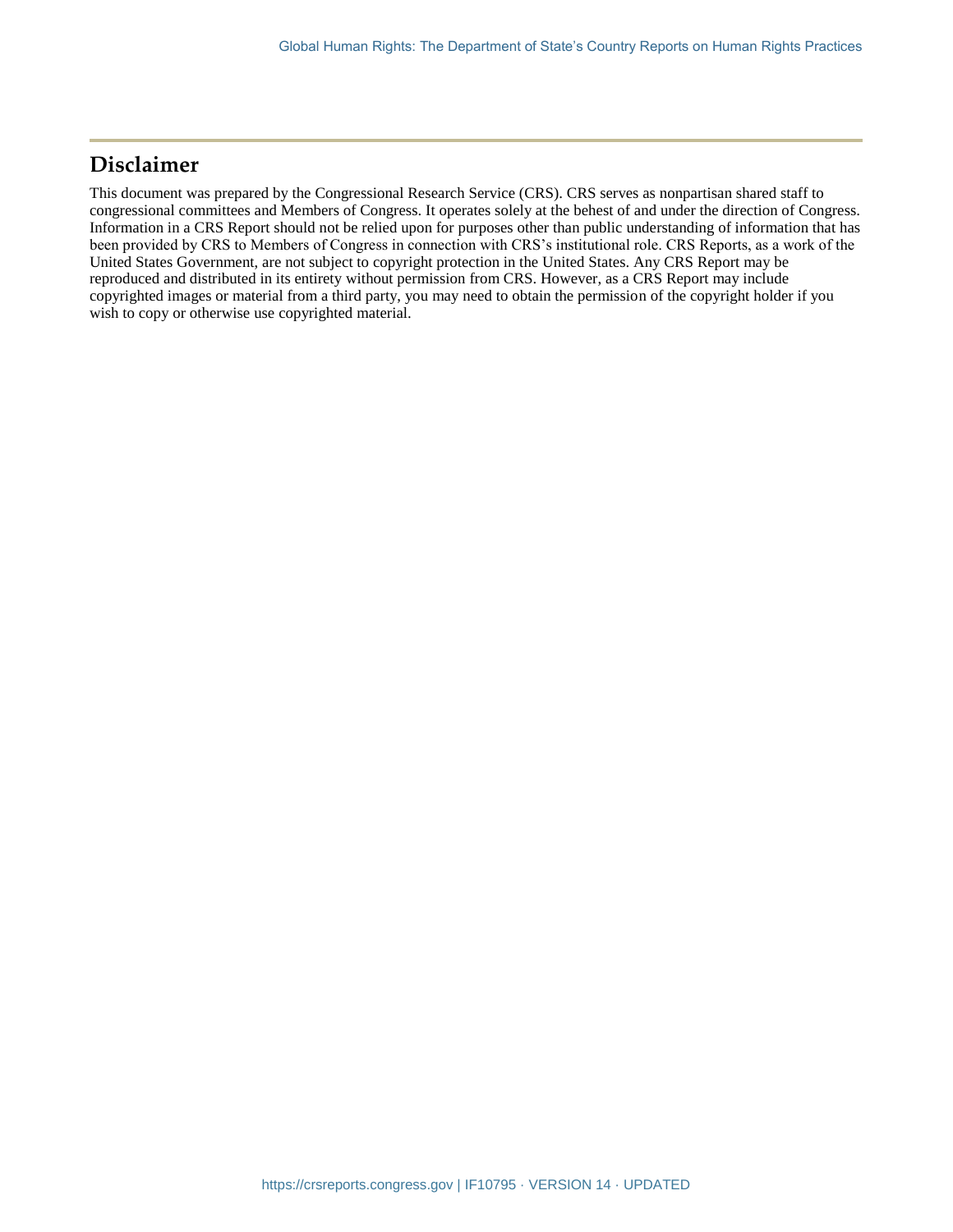## Disclaimer

This document was prepared by the Congressional Research Service (CRS). CRS serves as nonpartisan shared staff to congressional committees and Members of Congress. It operates solely at the behest of and under the direction of Congress. Information in a CRS Report should not be relied upon for purposes other than public understanding of information that has been provided by CRS to Members of Congress in connection with CRS's institutional role. CRS Reports, as a work of the United States Government, are not subject to copyright protection in the United States. Any CRS Report may be reproduced and distributed in its entirety without permission from CRS. However, as a CRS Report may include copyrighted images or material from a third party, you may need to obtain the permission of the copyright holder if you wish to copy or otherwise use copyrighted material.